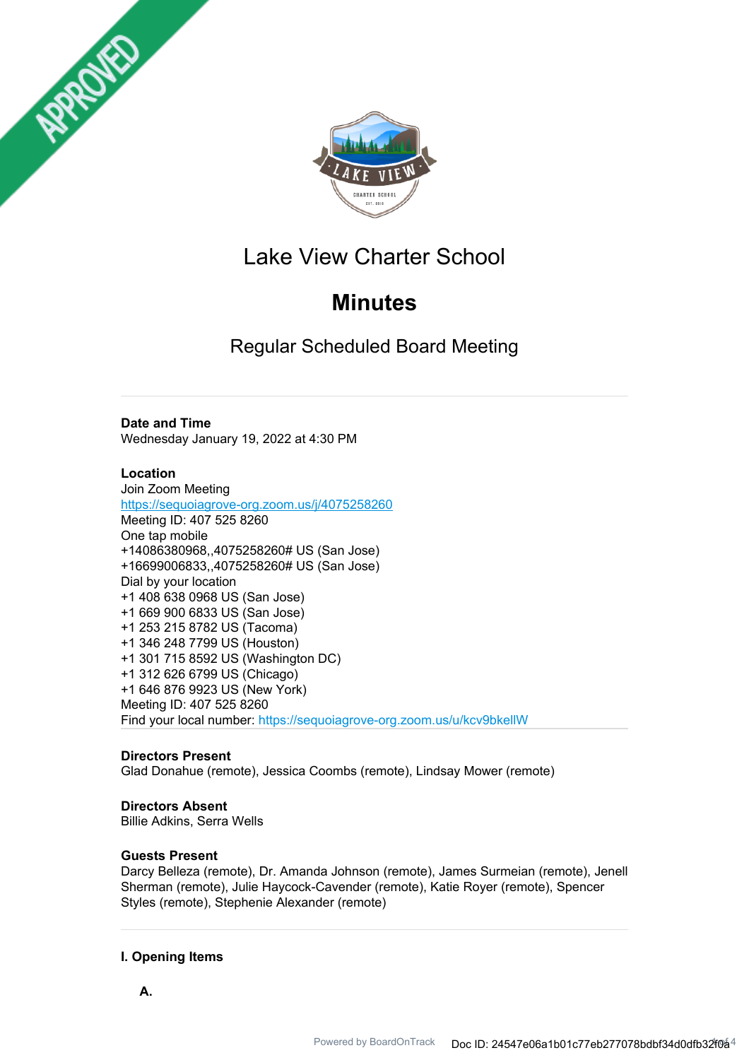APPROVED

# Lake View Charter School

## Minutes

### Regular Scheduled Board Meeting

**Date and Time**
Wednesday January 19, 2022 at 4:30 PM

**Location**
Join Zoom Meeting
https://sequoiagrove-org.zoom.us/j/4075258260
Meeting ID: 407 525 8260
One tap mobile
+14086380968,,4075258260# US (San Jose)
+16699006833,,4075258260# US (San Jose)
Dial by your location
+1 408 638 0968 US (San Jose)
+1 669 900 6833 US (San Jose)
+1 253 215 8782 US (Tacoma)
+1 346 248 7799 US (Houston)
+1 301 715 8592 US (Washington DC)
+1 312 626 6799 US (Chicago)
+1 646 876 9923 US (New York)
Meeting ID: 407 525 8260
Find your local number: https://sequoiagrove-org.zoom.us/u/kcv9bkellW

**Directors Present**
Glad Donahue (remote), Jessica Coombs (remote), Lindsay Mower (remote)

**Directors Absent**
Billie Adkins, Serra Wells

**Guests Present**
Darcy Belleza (remote), Dr. Amanda Johnson (remote), James Surmeian (remote), Jenell Sherman (remote), Julie Haycock-Cavender (remote), Katie Royer (remote), Spencer Styles (remote), Stephenie Alexander (remote)

## I. Opening Items

**A.**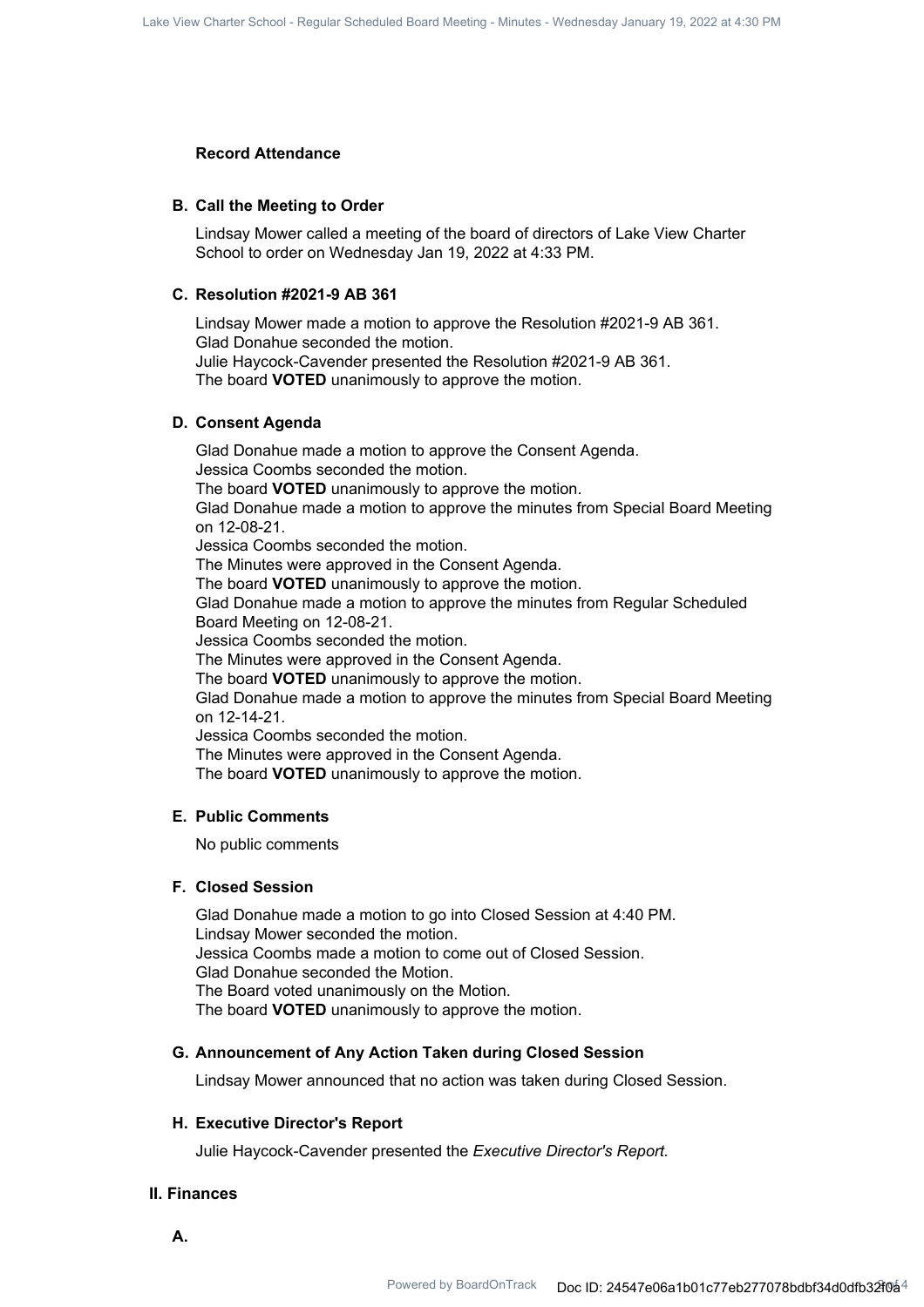**Record Attendance**

### B. Call the Meeting to Order

Lindsay Mower called a meeting of the board of directors of Lake View Charter School to order on Wednesday Jan 19, 2022 at 4:33 PM.

### C. Resolution #2021-9 AB 361

Lindsay Mower made a motion to approve the Resolution #2021-9 AB 361.
Glad Donahue seconded the motion.
Julie Haycock-Cavender presented the Resolution #2021-9 AB 361.
The board **VOTED** unanimously to approve the motion.

### D. Consent Agenda

Glad Donahue made a motion to approve the Consent Agenda.
Jessica Coombs seconded the motion.
The board **VOTED** unanimously to approve the motion.
Glad Donahue made a motion to approve the minutes from Special Board Meeting on 12-08-21.
Jessica Coombs seconded the motion.
The Minutes were approved in the Consent Agenda.
The board **VOTED** unanimously to approve the motion.
Glad Donahue made a motion to approve the minutes from Regular Scheduled Board Meeting on 12-08-21.
Jessica Coombs seconded the motion.
The Minutes were approved in the Consent Agenda.
The board **VOTED** unanimously to approve the motion.
Glad Donahue made a motion to approve the minutes from Special Board Meeting on 12-14-21.
Jessica Coombs seconded the motion.
The Minutes were approved in the Consent Agenda.
The board **VOTED** unanimously to approve the motion.

### E. Public Comments

No public comments

### F. Closed Session

Glad Donahue made a motion to go into Closed Session at 4:40 PM.
Lindsay Mower seconded the motion.
Jessica Coombs made a motion to come out of Closed Session.
Glad Donahue seconded the Motion.
The Board voted unanimously on the Motion.
The board **VOTED** unanimously to approve the motion.

### G. Announcement of Any Action Taken during Closed Session

Lindsay Mower announced that no action was taken during Closed Session.

### H. Executive Director's Report

Julie Haycock-Cavender presented the *Executive Director's Report.*

## II. Finances

### A.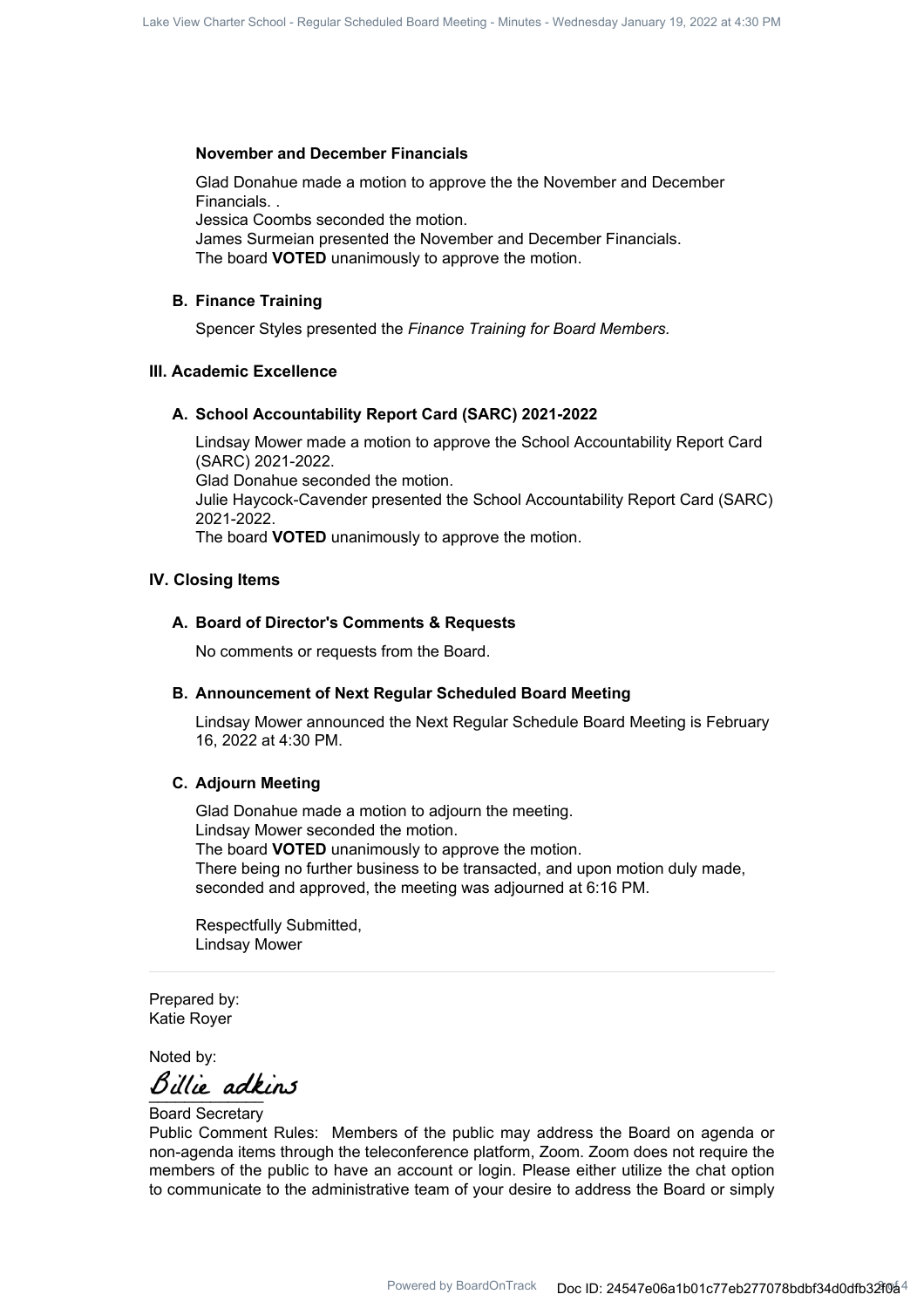### November and December Financials

Glad Donahue made a motion to approve the the November and December Financials. .
Jessica Coombs seconded the motion.
James Surmeian presented the November and December Financials.
The board **VOTED** unanimously to approve the motion.

### B. Finance Training

Spencer Styles presented the *Finance Training for Board Members.*

## III. Academic Excellence

### A. School Accountability Report Card (SARC) 2021-2022

Lindsay Mower made a motion to approve the School Accountability Report Card (SARC) 2021-2022.
Glad Donahue seconded the motion.
Julie Haycock-Cavender presented the School Accountability Report Card (SARC) 2021-2022.
The board **VOTED** unanimously to approve the motion.

## IV. Closing Items

### A. Board of Director's Comments & Requests

No comments or requests from the Board.

### B. Announcement of Next Regular Scheduled Board Meeting

Lindsay Mower announced the Next Regular Schedule Board Meeting is February 16, 2022 at 4:30 PM.

### C. Adjourn Meeting

Glad Donahue made a motion to adjourn the meeting.
Lindsay Mower seconded the motion.
The board **VOTED** unanimously to approve the motion.
There being no further business to be transacted, and upon motion duly made, seconded and approved, the meeting was adjourned at 6:16 PM.

Respectfully Submitted,
Lindsay Mower

---

Prepared by:
Katie Royer

Noted by:

Billie adkins

Board Secretary

Public Comment Rules: Members of the public may address the Board on agenda or non-agenda items through the teleconference platform, Zoom. Zoom does not require the members of the public to have an account or login. Please either utilize the chat option to communicate to the administrative team of your desire to address the Board or simply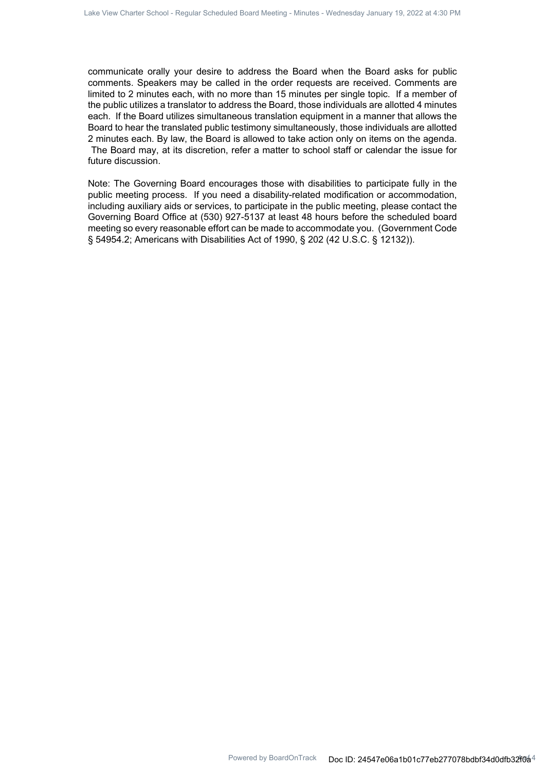communicate orally your desire to address the Board when the Board asks for public comments. Speakers may be called in the order requests are received. Comments are limited to 2 minutes each, with no more than 15 minutes per single topic. If a member of the public utilizes a translator to address the Board, those individuals are allotted 4 minutes each. If the Board utilizes simultaneous translation equipment in a manner that allows the Board to hear the translated public testimony simultaneously, those individuals are allotted 2 minutes each. By law, the Board is allowed to take action only on items on the agenda. The Board may, at its discretion, refer a matter to school staff or calendar the issue for future discussion.

Note: The Governing Board encourages those with disabilities to participate fully in the public meeting process. If you need a disability-related modification or accommodation, including auxiliary aids or services, to participate in the public meeting, please contact the Governing Board Office at (530) 927-5137 at least 48 hours before the scheduled board meeting so every reasonable effort can be made to accommodate you. (Government Code § 54954.2; Americans with Disabilities Act of 1990, § 202 (42 U.S.C. § 12132)).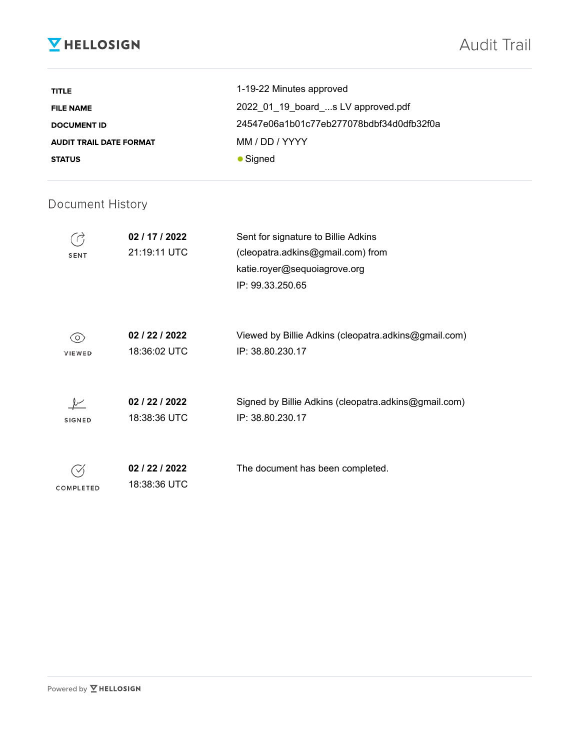# HELLOSIGN

## Audit Trail

| | |
|---|---|
| **TITLE** | 1-19-22 Minutes approved |
| **FILE NAME** | 2022_01_19_board_...s LV approved.pdf |
| **DOCUMENT ID** | 24547e06a1b01c77eb277078bdbf34d0dfb32f0a |
| **AUDIT TRAIL DATE FORMAT** | MM / DD / YYYY |
| **STATUS** | ● Signed |

## Document History

| | | |
|---|---|---|
| SENT | **02 / 17 / 2022**<br>21:19:11 UTC | Sent for signature to Billie Adkins (cleopatra.adkins@gmail.com) from katie.royer@sequoiagrove.org<br>IP: 99.33.250.65 |
| VIEWED | **02 / 22 / 2022**<br>18:36:02 UTC | Viewed by Billie Adkins (cleopatra.adkins@gmail.com)<br>IP: 38.80.230.17 |
| SIGNED | **02 / 22 / 2022**<br>18:38:36 UTC | Signed by Billie Adkins (cleopatra.adkins@gmail.com)<br>IP: 38.80.230.17 |
| COMPLETED | **02 / 22 / 2022**<br>18:38:36 UTC | The document has been completed. |

Powered by HELLOSIGN